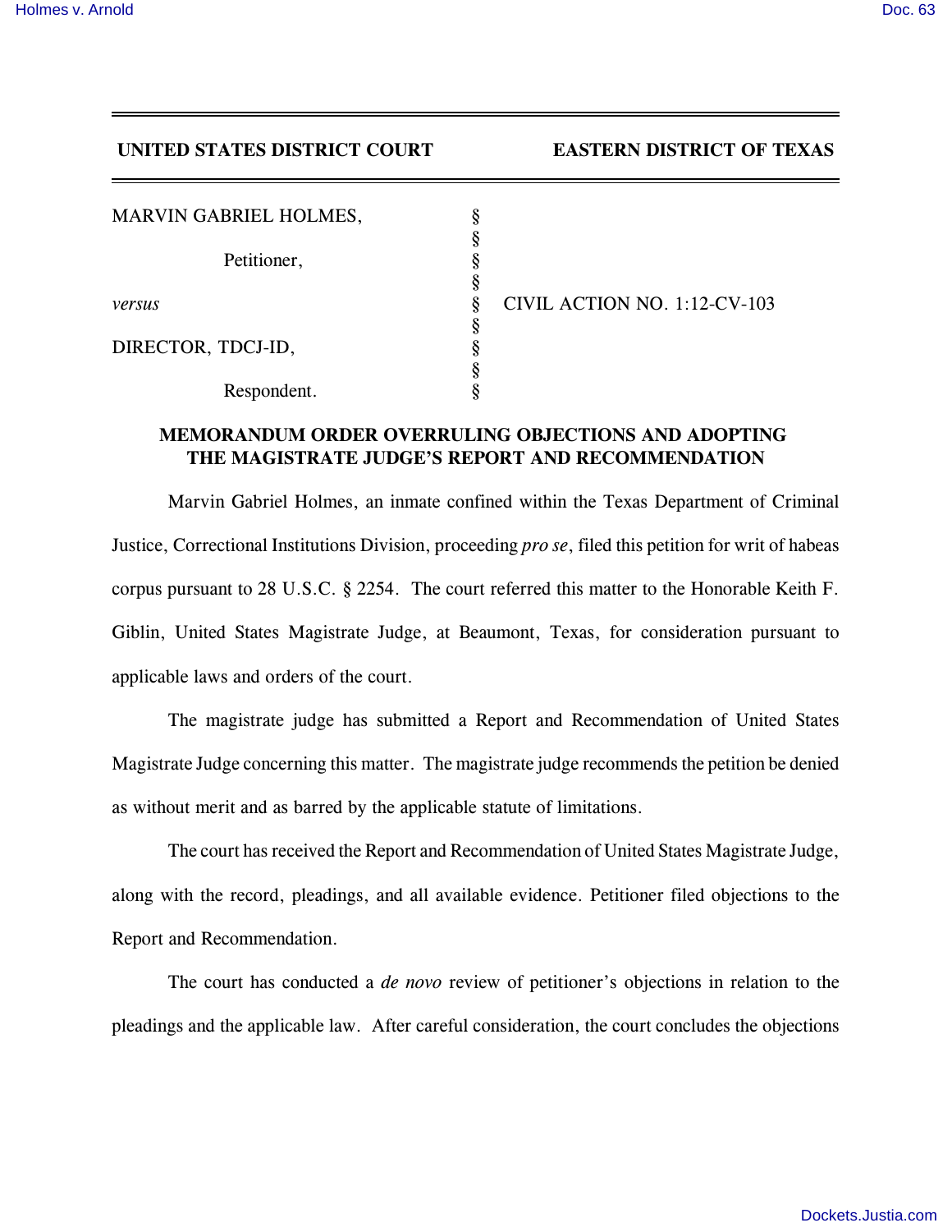**UNITED STATES DISTRICT COURT EASTERN DISTRICT OF TEXAS**

| | | |
|---|---|---|
| MARVIN GABRIEL HOLMES, | § | |
| | § | |
| Petitioner, | § | |
| | § | |
| *versus* | § | CIVIL ACTION NO. 1:12-CV-103 |
| | § | |
| DIRECTOR, TDCJ-ID, | § | |
| | § | |
| Respondent. | § | |

**MEMORANDUM ORDER OVERRULING OBJECTIONS AND ADOPTING THE MAGISTRATE JUDGE'S REPORT AND RECOMMENDATION**

Marvin Gabriel Holmes, an inmate confined within the Texas Department of Criminal Justice, Correctional Institutions Division, proceeding *pro se*, filed this petition for writ of habeas corpus pursuant to 28 U.S.C. § 2254. The court referred this matter to the Honorable Keith F. Giblin, United States Magistrate Judge, at Beaumont, Texas, for consideration pursuant to applicable laws and orders of the court.

The magistrate judge has submitted a Report and Recommendation of United States Magistrate Judge concerning this matter. The magistrate judge recommends the petition be denied as without merit and as barred by the applicable statute of limitations.

The court has received the Report and Recommendation of United States Magistrate Judge, along with the record, pleadings, and all available evidence. Petitioner filed objections to the Report and Recommendation.

The court has conducted a *de novo* review of petitioner's objections in relation to the pleadings and the applicable law. After careful consideration, the court concludes the objections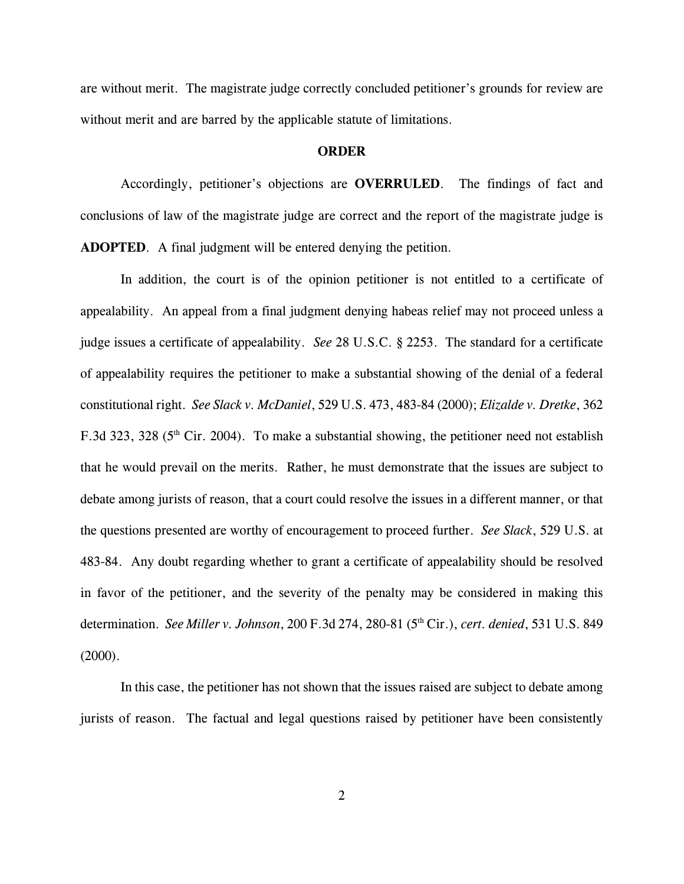are without merit. The magistrate judge correctly concluded petitioner's grounds for review are without merit and are barred by the applicable statute of limitations.

**ORDER**

Accordingly, petitioner's objections are **OVERRULED**. The findings of fact and conclusions of law of the magistrate judge are correct and the report of the magistrate judge is **ADOPTED**. A final judgment will be entered denying the petition.

In addition, the court is of the opinion petitioner is not entitled to a certificate of appealability. An appeal from a final judgment denying habeas relief may not proceed unless a judge issues a certificate of appealability. *See* 28 U.S.C. § 2253. The standard for a certificate of appealability requires the petitioner to make a substantial showing of the denial of a federal constitutional right. *See Slack v. McDaniel*, 529 U.S. 473, 483-84 (2000); *Elizalde v. Dretke*, 362 F.3d 323, 328 (5th Cir. 2004). To make a substantial showing, the petitioner need not establish that he would prevail on the merits. Rather, he must demonstrate that the issues are subject to debate among jurists of reason, that a court could resolve the issues in a different manner, or that the questions presented are worthy of encouragement to proceed further. *See Slack*, 529 U.S. at 483-84. Any doubt regarding whether to grant a certificate of appealability should be resolved in favor of the petitioner, and the severity of the penalty may be considered in making this determination. *See Miller v. Johnson*, 200 F.3d 274, 280-81 (5th Cir.), *cert. denied*, 531 U.S. 849 (2000).

In this case, the petitioner has not shown that the issues raised are subject to debate among jurists of reason. The factual and legal questions raised by petitioner have been consistently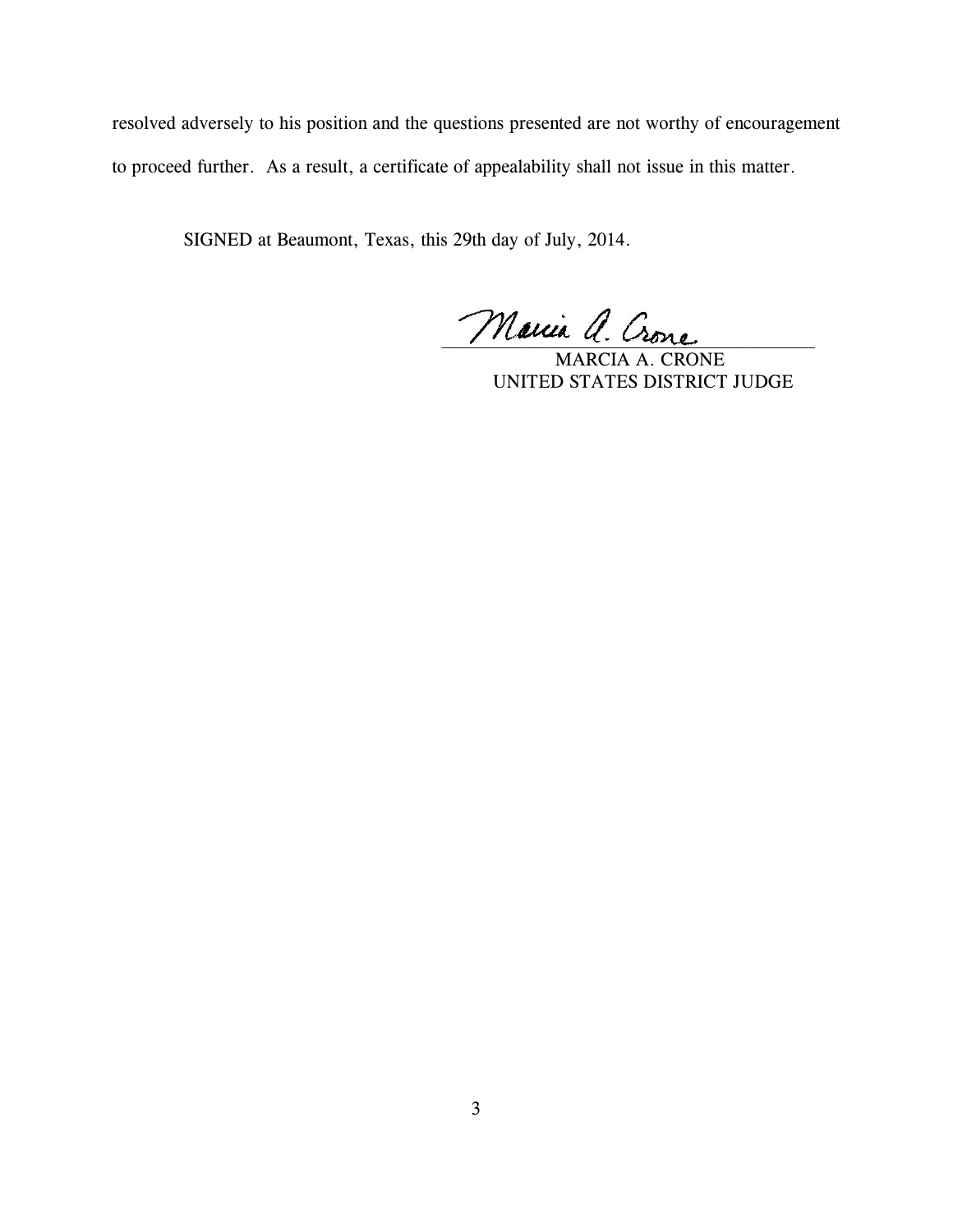resolved adversely to his position and the questions presented are not worthy of encouragement to proceed further. As a result, a certificate of appealability shall not issue in this matter.

SIGNED at Beaumont, Texas, this 29th day of July, 2014.

MARCIA A. CRONE
UNITED STATES DISTRICT JUDGE